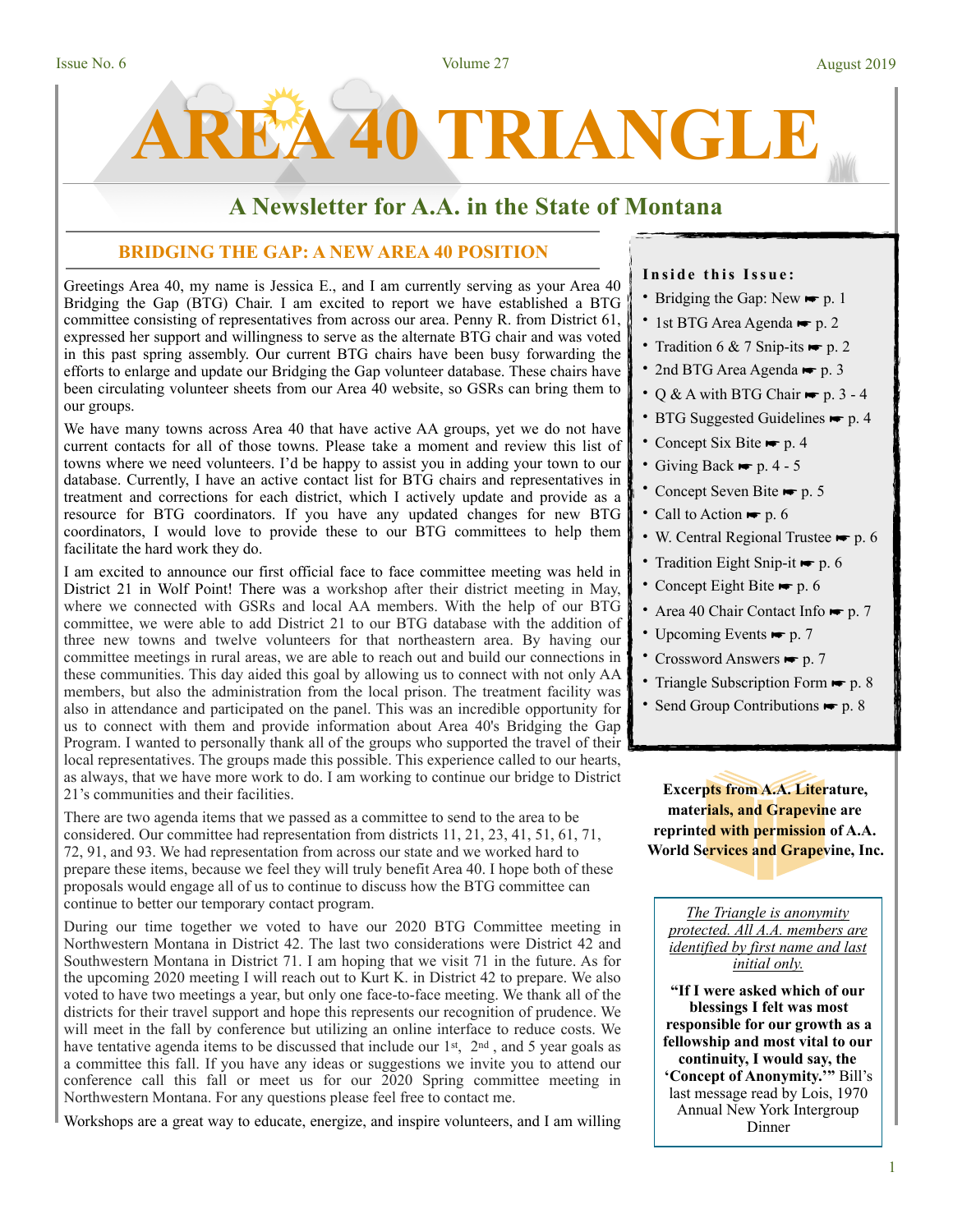# AREA 40 TRIANGLE

## A Newsletter for A.A. in the State of Montana

### BRIDGING THE GAP: A NEW AREA 40 POSITION

Greetings Area 40, my name is Jessica E., and I am currently serving as your Area 40 Bridging the Gap (BTG) Chair. I am excited to report we have established a BTG committee consisting of representatives from across our area. Penny R. from District 61, expressed her support and willingness to serve as the alternate BTG chair and was voted in this past spring assembly. Our current BTG chairs have been busy forwarding the efforts to enlarge and update our Bridging the Gap volunteer database. These chairs have been circulating volunteer sheets from our Area 40 website, so GSRs can bring them to our groups.

We have many towns across Area 40 that have active AA groups, yet we do not have current contacts for all of those towns. Please take a moment and review this list of towns where we need volunteers. I'd be happy to assist you in adding your town to our database. Currently, I have an active contact list for BTG chairs and representatives in treatment and corrections for each district, which I actively update and provide as a resource for BTG coordinators. If you have any updated changes for new BTG coordinators, I would love to provide these to our BTG committees to help them facilitate the hard work they do.

I am excited to announce our first official face to face committee meeting was held in District 21 in Wolf Point! There was a workshop after their district meeting in May, where we connected with GSRs and local AA members. With the help of our BTG committee, we were able to add District 21 to our BTG database with the addition of three new towns and twelve volunteers for that northeastern area. By having our committee meetings in rural areas, we are able to reach out and build our connections in these communities. This day aided this goal by allowing us to connect with not only AA members, but also the administration from the local prison. The treatment facility was also in attendance and participated on the panel. This was an incredible opportunity for us to connect with them and provide information about Area 40's Bridging the Gap Program. I wanted to personally thank all of the groups who supported the travel of their local representatives. The groups made this possible. This experience called to our hearts, as always, that we have more work to do. I am working to continue our bridge to District 21's communities and their facilities.

There are two agenda items that we passed as a committee to send to the area to be considered. Our committee had representation from districts 11, 21, 23, 41, 51, 61, 71, 72, 91, and 93. We had representation from across our state and we worked hard to prepare these items, because we feel they will truly benefit Area 40. I hope both of these proposals would engage all of us to continue to discuss how the BTG committee can continue to better our temporary contact program.

During our time together we voted to have our 2020 BTG Committee meeting in Northwestern Montana in District 42. The last two considerations were District 42 and Southwestern Montana in District 71. I am hoping that we visit 71 in the future. As for the upcoming 2020 meeting I will reach out to Kurt K. in District 42 to prepare. We also voted to have two meetings a year, but only one face-to-face meeting. We thank all of the districts for their travel support and hope this represents our recognition of prudence. We will meet in the fall by conference but utilizing an online interface to reduce costs. We have tentative agenda items to be discussed that include our 1st, 2nd, and 5 year goals as a committee this fall. If you have any ideas or suggestions we invite you to attend our conference call this fall or meet us for our 2020 Spring committee meeting in Northwestern Montana. For any questions please feel free to contact me.

Workshops are a great way to educate, energize, and inspire volunteers, and I am willing

**Inside this Issue:**

- Bridging the Gap: New ☛ p. 1
- 1st BTG Area Agenda ☛ p. 2
- Tradition 6 & 7 Snip-its ☛ p. 2
- 2nd BTG Area Agenda ☛ p. 3
- Q & A with BTG Chair ☛ p. 3 - 4
- BTG Suggested Guidelines ☛ p. 4
- Concept Six Bite ☛ p. 4
- Giving Back ☛ p. 4 - 5
- Concept Seven Bite ☛ p. 5
- Call to Action ☛ p. 6
- W. Central Regional Trustee ☛ p. 6
- Tradition Eight Snip-it ☛ p. 6
- Concept Eight Bite ☛ p. 6
- Area 40 Chair Contact Info ☛ p. 7
- Upcoming Events ☛ p. 7
- Crossword Answers ☛ p. 7
- Triangle Subscription Form ☛ p. 8
- Send Group Contributions ☛ p. 8

**Excerpts from A.A. Literature, materials, and Grapevine are reprinted with permission of A.A. World Services and Grapevine, Inc.**

*The Triangle is anonymity protected. All A.A. members are identified by first name and last initial only.*

**"If I were asked which of our blessings I felt was most responsible for our growth as a fellowship and most vital to our continuity, I would say, the 'Concept of Anonymity.'"** Bill's last message read by Lois, 1970 Annual New York Intergroup Dinner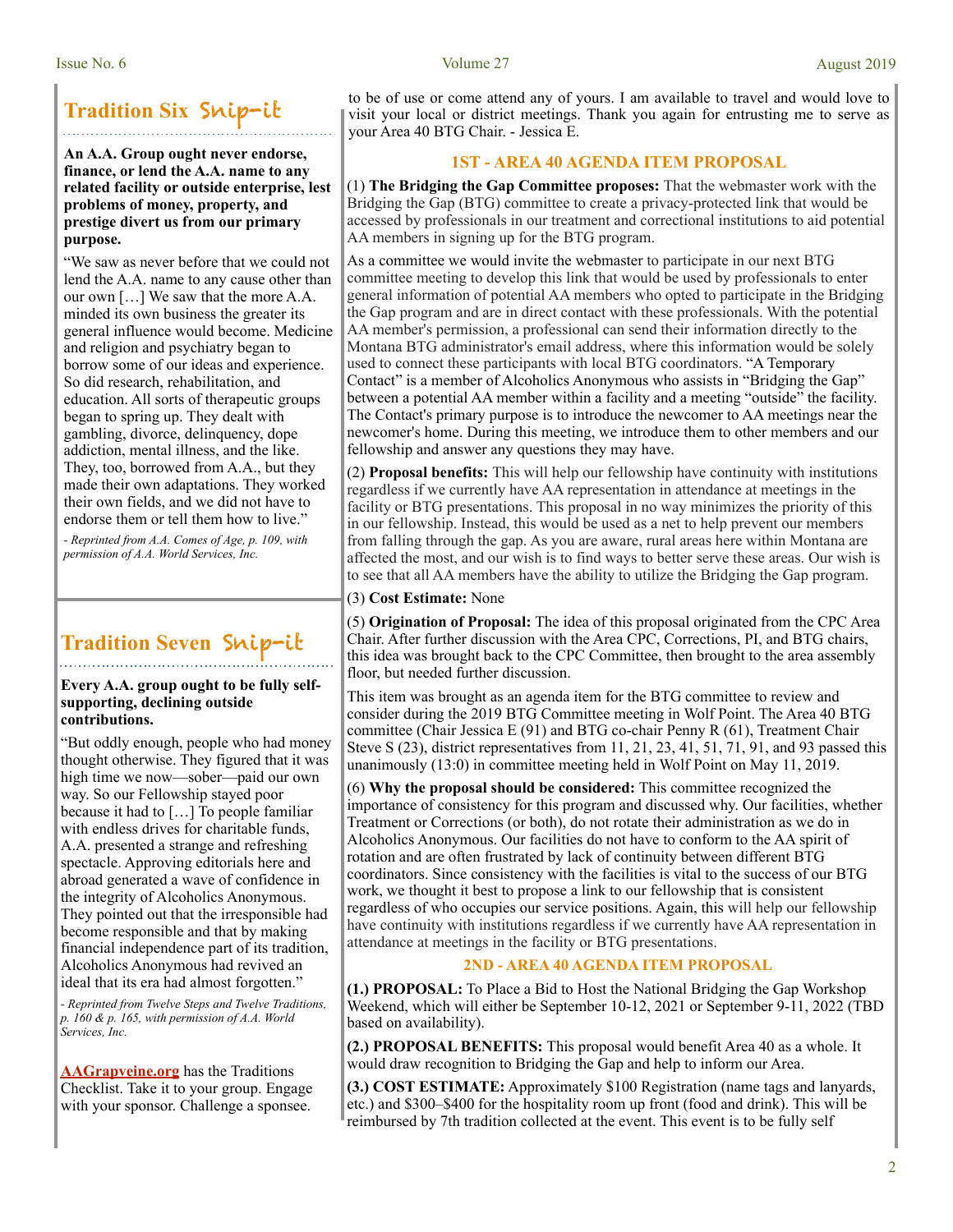## Tradition Six Snip-it

**An A.A. Group ought never endorse, finance, or lend the A.A. name to any related facility or outside enterprise, lest problems of money, property, and prestige divert us from our primary purpose.**

"We saw as never before that we could not lend the A.A. name to any cause other than our own […] We saw that the more A.A. minded its own business the greater its general influence would become. Medicine and religion and psychiatry began to borrow some of our ideas and experience. So did research, rehabilitation, and education. All sorts of therapeutic groups began to spring up. They dealt with gambling, divorce, delinquency, dope addiction, mental illness, and the like. They, too, borrowed from A.A., but they made their own adaptations. They worked their own fields, and we did not have to endorse them or tell them how to live."

*- Reprinted from A.A. Comes of Age, p. 109, with permission of A.A. World Services, Inc.*

## Tradition Seven Snip-it

**Every A.A. group ought to be fully self-supporting, declining outside contributions.**

"But oddly enough, people who had money thought otherwise. They figured that it was high time we now—sober—paid our own way. So our Fellowship stayed poor because it had to […] To people familiar with endless drives for charitable funds, A.A. presented a strange and refreshing spectacle. Approving editorials here and abroad generated a wave of confidence in the integrity of Alcoholics Anonymous. They pointed out that the irresponsible had become responsible and that by making financial independence part of its tradition, Alcoholics Anonymous had revived an ideal that its era had almost forgotten."

*- Reprinted from Twelve Steps and Twelve Traditions, p. 160 & p. 165, with permission of A.A. World Services, Inc.*

AAGrapveine.org has the Traditions Checklist. Take it to your group. Engage with your sponsor. Challenge a sponsee.

to be of use or come attend any of yours. I am available to travel and would love to visit your local or district meetings. Thank you again for entrusting me to serve as your Area 40 BTG Chair. - Jessica E.

## 1ST - AREA 40 AGENDA ITEM PROPOSAL

(1) **The Bridging the Gap Committee proposes:** That the webmaster work with the Bridging the Gap (BTG) committee to create a privacy-protected link that would be accessed by professionals in our treatment and correctional institutions to aid potential AA members in signing up for the BTG program.

As a committee we would invite the webmaster to participate in our next BTG committee meeting to develop this link that would be used by professionals to enter general information of potential AA members who opted to participate in the Bridging the Gap program and are in direct contact with these professionals. With the potential AA member's permission, a professional can send their information directly to the Montana BTG administrator's email address, where this information would be solely used to connect these participants with local BTG coordinators. "A Temporary Contact" is a member of Alcoholics Anonymous who assists in "Bridging the Gap" between a potential AA member within a facility and a meeting "outside" the facility. The Contact's primary purpose is to introduce the newcomer to AA meetings near the newcomer's home. During this meeting, we introduce them to other members and our fellowship and answer any questions they may have.

(2) **Proposal benefits:** This will help our fellowship have continuity with institutions regardless if we currently have AA representation in attendance at meetings in the facility or BTG presentations. This proposal in no way minimizes the priority of this in our fellowship. Instead, this would be used as a net to help prevent our members from falling through the gap. As you are aware, rural areas here within Montana are affected the most, and our wish is to find ways to better serve these areas. Our wish is to see that all AA members have the ability to utilize the Bridging the Gap program.

(3) **Cost Estimate:** None

(5) **Origination of Proposal:** The idea of this proposal originated from the CPC Area Chair. After further discussion with the Area CPC, Corrections, PI, and BTG chairs, this idea was brought back to the CPC Committee, then brought to the area assembly floor, but needed further discussion.

This item was brought as an agenda item for the BTG committee to review and consider during the 2019 BTG Committee meeting in Wolf Point. The Area 40 BTG committee (Chair Jessica E (91) and BTG co-chair Penny R (61), Treatment Chair Steve S (23), district representatives from 11, 21, 23, 41, 51, 71, 91, and 93 passed this unanimously (13:0) in committee meeting held in Wolf Point on May 11, 2019.

(6) **Why the proposal should be considered:** This committee recognized the importance of consistency for this program and discussed why. Our facilities, whether Treatment or Corrections (or both), do not rotate their administration as we do in Alcoholics Anonymous. Our facilities do not have to conform to the AA spirit of rotation and are often frustrated by lack of continuity between different BTG coordinators. Since consistency with the facilities is vital to the success of our BTG work, we thought it best to propose a link to our fellowship that is consistent regardless of who occupies our service positions. Again, this will help our fellowship have continuity with institutions regardless if we currently have AA representation in attendance at meetings in the facility or BTG presentations.

## 2ND - AREA 40 AGENDA ITEM PROPOSAL

**(1.) PROPOSAL:** To Place a Bid to Host the National Bridging the Gap Workshop Weekend, which will either be September 10-12, 2021 or September 9-11, 2022 (TBD based on availability).

**(2.) PROPOSAL BENEFITS:** This proposal would benefit Area 40 as a whole. It would draw recognition to Bridging the Gap and help to inform our Area.

**(3.) COST ESTIMATE:** Approximately $100 Registration (name tags and lanyards, etc.) and $300–$400 for the hospitality room up front (food and drink). This will be reimbursed by 7th tradition collected at the event. This event is to be fully self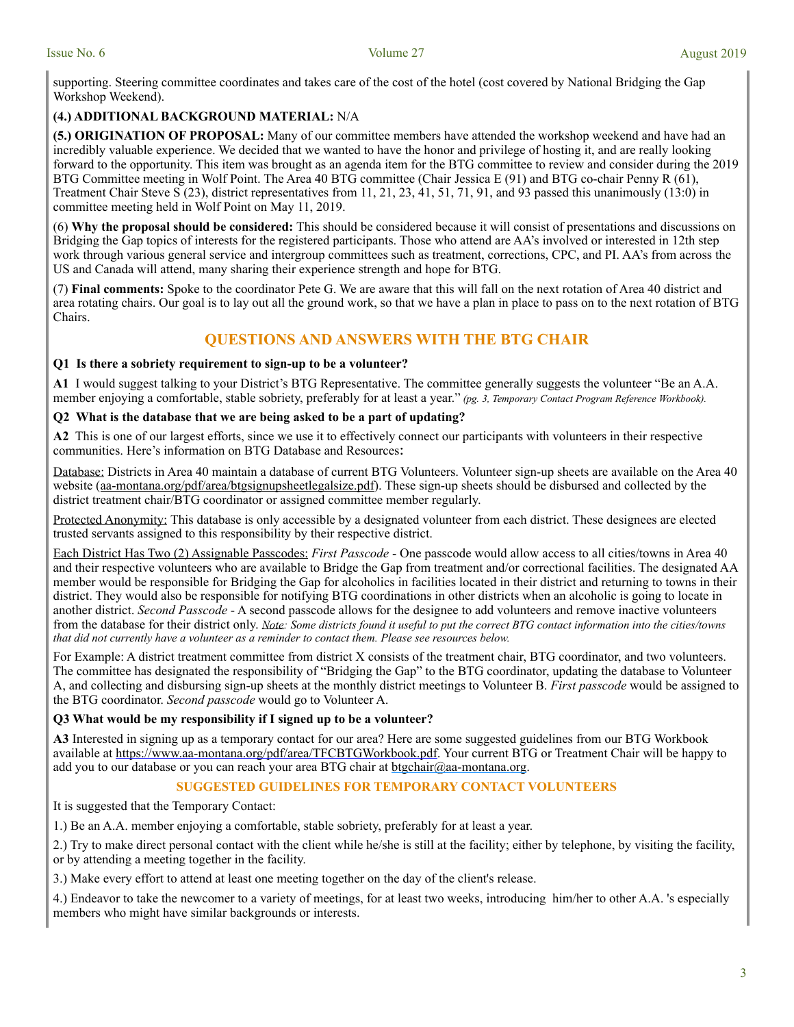supporting. Steering committee coordinates and takes care of the cost of the hotel (cost covered by National Bridging the Gap Workshop Weekend).

**(4.) ADDITIONAL BACKGROUND MATERIAL:** N/A

**(5.) ORIGINATION OF PROPOSAL:** Many of our committee members have attended the workshop weekend and have had an incredibly valuable experience. We decided that we wanted to have the honor and privilege of hosting it, and are really looking forward to the opportunity. This item was brought as an agenda item for the BTG committee to review and consider during the 2019 BTG Committee meeting in Wolf Point. The Area 40 BTG committee (Chair Jessica E (91) and BTG co-chair Penny R (61), Treatment Chair Steve S (23), district representatives from 11, 21, 23, 41, 51, 71, 91, and 93 passed this unanimously (13:0) in committee meeting held in Wolf Point on May 11, 2019.

(6) **Why the proposal should be considered:** This should be considered because it will consist of presentations and discussions on Bridging the Gap topics of interests for the registered participants. Those who attend are AA's involved or interested in 12th step work through various general service and intergroup committees such as treatment, corrections, CPC, and PI. AA's from across the US and Canada will attend, many sharing their experience strength and hope for BTG.

(7) **Final comments:** Spoke to the coordinator Pete G. We are aware that this will fall on the next rotation of Area 40 district and area rotating chairs. Our goal is to lay out all the ground work, so that we have a plan in place to pass on to the next rotation of BTG Chairs.

## QUESTIONS AND ANSWERS WITH THE BTG CHAIR

**Q1 Is there a sobriety requirement to sign-up to be a volunteer?**

**A1** I would suggest talking to your District's BTG Representative. The committee generally suggests the volunteer "Be an A.A. member enjoying a comfortable, stable sobriety, preferably for at least a year." *(pg. 3, Temporary Contact Program Reference Workbook).*

**Q2 What is the database that we are being asked to be a part of updating?**

**A2** This is one of our largest efforts, since we use it to effectively connect our participants with volunteers in their respective communities. Here's information on BTG Database and Resources:

Database: Districts in Area 40 maintain a database of current BTG Volunteers. Volunteer sign-up sheets are available on the Area 40 website (aa-montana.org/pdf/area/btgsignupsheetlegalsize.pdf). These sign-up sheets should be disbursed and collected by the district treatment chair/BTG coordinator or assigned committee member regularly.

Protected Anonymity: This database is only accessible by a designated volunteer from each district. These designees are elected trusted servants assigned to this responsibility by their respective district.

Each District Has Two (2) Assignable Passcodes: *First Passcode* - One passcode would allow access to all cities/towns in Area 40 and their respective volunteers who are available to Bridge the Gap from treatment and/or correctional facilities. The designated AA member would be responsible for Bridging the Gap for alcoholics in facilities located in their district and returning to towns in their district. They would also be responsible for notifying BTG coordinations in other districts when an alcoholic is going to locate in another district. *Second Passcode* - A second passcode allows for the designee to add volunteers and remove inactive volunteers from the database for their district only. *Note: Some districts found it useful to put the correct BTG contact information into the cities/towns that did not currently have a volunteer as a reminder to contact them. Please see resources below.*

For Example: A district treatment committee from district X consists of the treatment chair, BTG coordinator, and two volunteers. The committee has designated the responsibility of "Bridging the Gap" to the BTG coordinator, updating the database to Volunteer A, and collecting and disbursing sign-up sheets at the monthly district meetings to Volunteer B. *First passcode* would be assigned to the BTG coordinator. *Second passcode* would go to Volunteer A.

**Q3 What would be my responsibility if I signed up to be a volunteer?**

**A3** Interested in signing up as a temporary contact for our area? Here are some suggested guidelines from our BTG Workbook available at https://www.aa-montana.org/pdf/area/TFCBTGWorkbook.pdf. Your current BTG or Treatment Chair will be happy to add you to our database or you can reach your area BTG chair at btgchair@aa-montana.org.

### SUGGESTED GUIDELINES FOR TEMPORARY CONTACT VOLUNTEERS

It is suggested that the Temporary Contact:

1.) Be an A.A. member enjoying a comfortable, stable sobriety, preferably for at least a year.

2.) Try to make direct personal contact with the client while he/she is still at the facility; either by telephone, by visiting the facility, or by attending a meeting together in the facility.

3.) Make every effort to attend at least one meeting together on the day of the client's release.

4.) Endeavor to take the newcomer to a variety of meetings, for at least two weeks, introducing him/her to other A.A. 's especially members who might have similar backgrounds or interests.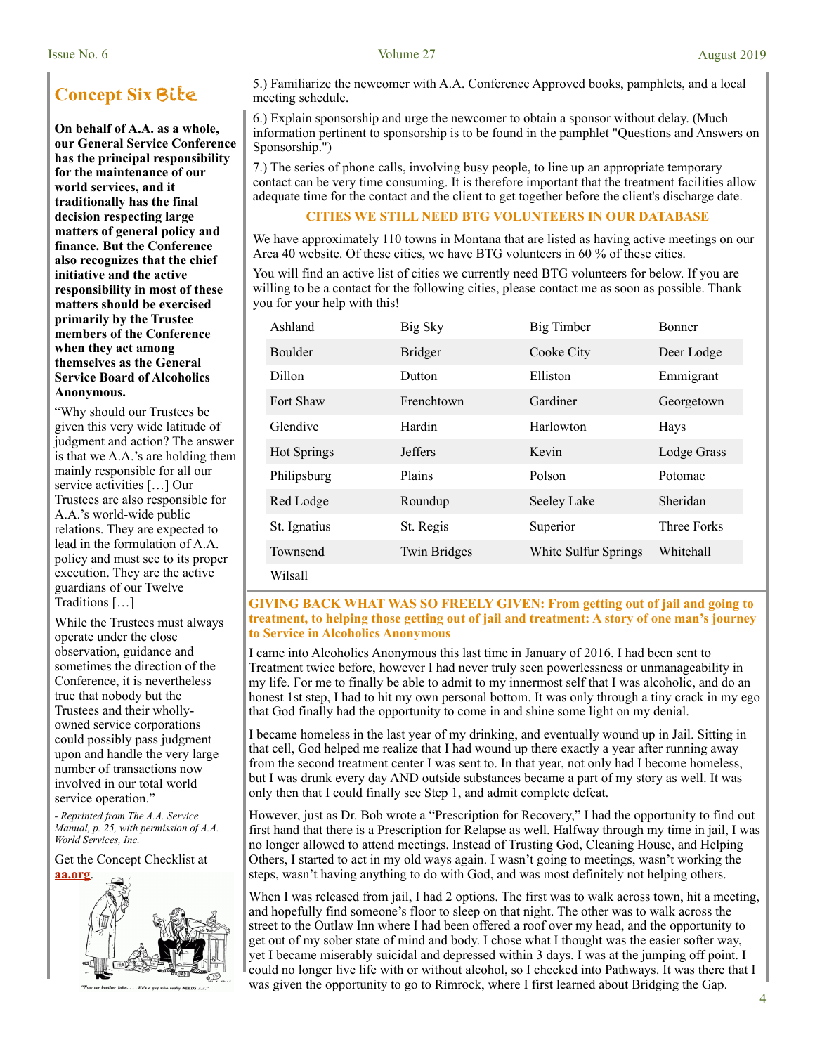## Concept Six Bite

**On behalf of A.A. as a whole, our General Service Conference has the principal responsibility for the maintenance of our world services, and it traditionally has the final decision respecting large matters of general policy and finance. But the Conference also recognizes that the chief initiative and the active responsibility in most of these matters should be exercised primarily by the Trustee members of the Conference when they act among themselves as the General Service Board of Alcoholics Anonymous.**

"Why should our Trustees be given this very wide latitude of judgment and action? The answer is that we A.A.'s are holding them mainly responsible for all our service activities […] Our Trustees are also responsible for A.A.'s world-wide public relations. They are expected to lead in the formulation of A.A. policy and must see to its proper execution. They are the active guardians of our Twelve Traditions […]

While the Trustees must always operate under the close observation, guidance and sometimes the direction of the Conference, it is nevertheless true that nobody but the Trustees and their wholly-owned service corporations could possibly pass judgment upon and handle the very large number of transactions now involved in our total world service operation."

*- Reprinted from The A.A. Service Manual, p. 25, with permission of A.A. World Services, Inc.*

Get the Concept Checklist at **aa.org**.

"Now my brother John. . . . He's a guy who really NEEDS A.A."

5.) Familiarize the newcomer with A.A. Conference Approved books, pamphlets, and a local meeting schedule.

6.) Explain sponsorship and urge the newcomer to obtain a sponsor without delay. (Much information pertinent to sponsorship is to be found in the pamphlet "Questions and Answers on Sponsorship.")

7.) The series of phone calls, involving busy people, to line up an appropriate temporary contact can be very time consuming. It is therefore important that the treatment facilities allow adequate time for the contact and the client to get together before the client's discharge date.

### CITIES WE STILL NEED BTG VOLUNTEERS IN OUR DATABASE

We have approximately 110 towns in Montana that are listed as having active meetings on our Area 40 website. Of these cities, we have BTG volunteers in 60 % of these cities.

You will find an active list of cities we currently need BTG volunteers for below. If you are willing to be a contact for the following cities, please contact me as soon as possible. Thank you for your help with this!

| | | | |
|---|---|---|---|
| Ashland | Big Sky | Big Timber | Bonner |
| Boulder | Bridger | Cooke City | Deer Lodge |
| Dillon | Dutton | Elliston | Emmigrant |
| Fort Shaw | Frenchtown | Gardiner | Georgetown |
| Glendive | Hardin | Harlowton | Hays |
| Hot Springs | Jeffers | Kevin | Lodge Grass |
| Philipsburg | Plains | Polson | Potomac |
| Red Lodge | Roundup | Seeley Lake | Sheridan |
| St. Ignatius | St. Regis | Superior | Three Forks |
| Townsend | Twin Bridges | White Sulfur Springs | Whitehall |
| Wilsall | | | |

### GIVING BACK WHAT WAS SO FREELY GIVEN: From getting out of jail and going to treatment, to helping those getting out of jail and treatment: A story of one man's journey to Service in Alcoholics Anonymous

I came into Alcoholics Anonymous this last time in January of 2016. I had been sent to Treatment twice before, however I had never truly seen powerlessness or unmanageability in my life. For me to finally be able to admit to my innermost self that I was alcoholic, and do an honest 1st step, I had to hit my own personal bottom. It was only through a tiny crack in my ego that God finally had the opportunity to come in and shine some light on my denial.

I became homeless in the last year of my drinking, and eventually wound up in Jail. Sitting in that cell, God helped me realize that I had wound up there exactly a year after running away from the second treatment center I was sent to. In that year, not only had I become homeless, but I was drunk every day AND outside substances became a part of my story as well. It was only then that I could finally see Step 1, and admit complete defeat.

However, just as Dr. Bob wrote a "Prescription for Recovery," I had the opportunity to find out first hand that there is a Prescription for Relapse as well. Halfway through my time in jail, I was no longer allowed to attend meetings. Instead of Trusting God, Cleaning House, and Helping Others, I started to act in my old ways again. I wasn't going to meetings, wasn't working the steps, wasn't having anything to do with God, and was most definitely not helping others.

When I was released from jail, I had 2 options. The first was to walk across town, hit a meeting, and hopefully find someone's floor to sleep on that night. The other was to walk across the street to the Outlaw Inn where I had been offered a roof over my head, and the opportunity to get out of my sober state of mind and body. I chose what I thought was the easier softer way, yet I became miserably suicidal and depressed within 3 days. I was at the jumping off point. I could no longer live life with or without alcohol, so I checked into Pathways. It was there that I was given the opportunity to go to Rimrock, where I first learned about Bridging the Gap.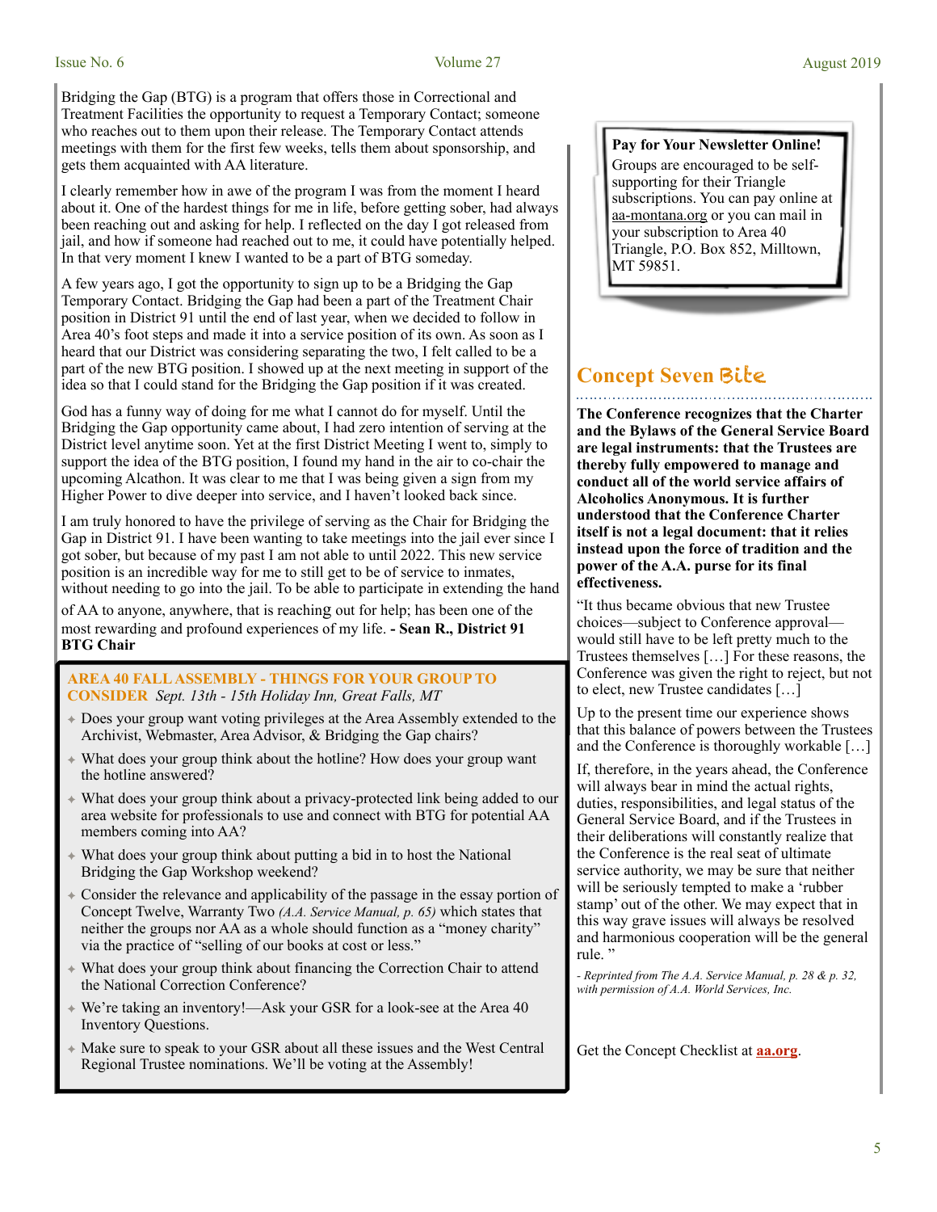Bridging the Gap (BTG) is a program that offers those in Correctional and Treatment Facilities the opportunity to request a Temporary Contact; someone who reaches out to them upon their release. The Temporary Contact attends meetings with them for the first few weeks, tells them about sponsorship, and gets them acquainted with AA literature.

I clearly remember how in awe of the program I was from the moment I heard about it. One of the hardest things for me in life, before getting sober, had always been reaching out and asking for help. I reflected on the day I got released from jail, and how if someone had reached out to me, it could have potentially helped. In that very moment I knew I wanted to be a part of BTG someday.

A few years ago, I got the opportunity to sign up to be a Bridging the Gap Temporary Contact. Bridging the Gap had been a part of the Treatment Chair position in District 91 until the end of last year, when we decided to follow in Area 40's foot steps and made it into a service position of its own. As soon as I heard that our District was considering separating the two, I felt called to be a part of the new BTG position. I showed up at the next meeting in support of the idea so that I could stand for the Bridging the Gap position if it was created.

God has a funny way of doing for me what I cannot do for myself. Until the Bridging the Gap opportunity came about, I had zero intention of serving at the District level anytime soon. Yet at the first District Meeting I went to, simply to support the idea of the BTG position, I found my hand in the air to co-chair the upcoming Alcathon. It was clear to me that I was being given a sign from my Higher Power to dive deeper into service, and I haven't looked back since.

I am truly honored to have the privilege of serving as the Chair for Bridging the Gap in District 91. I have been wanting to take meetings into the jail ever since I got sober, but because of my past I am not able to until 2022. This new service position is an incredible way for me to still get to be of service to inmates, without needing to go into the jail. To be able to participate in extending the hand of AA to anyone, anywhere, that is reaching out for help; has been one of the most rewarding and profound experiences of my life. **- Sean R., District 91 BTG Chair**

**AREA 40 FALL ASSEMBLY - THINGS FOR YOUR GROUP TO CONSIDER** *Sept. 13th - 15th Holiday Inn, Great Falls, MT*

- Does your group want voting privileges at the Area Assembly extended to the Archivist, Webmaster, Area Advisor, & Bridging the Gap chairs?
- What does your group think about the hotline? How does your group want the hotline answered?
- What does your group think about a privacy-protected link being added to our area website for professionals to use and connect with BTG for potential AA members coming into AA?
- What does your group think about putting a bid in to host the National Bridging the Gap Workshop weekend?
- Consider the relevance and applicability of the passage in the essay portion of Concept Twelve, Warranty Two *(A.A. Service Manual, p. 65)* which states that neither the groups nor AA as a whole should function as a "money charity" via the practice of "selling of our books at cost or less."
- What does your group think about financing the Correction Chair to attend the National Correction Conference?
- We're taking an inventory!—Ask your GSR for a look-see at the Area 40 Inventory Questions.
- Make sure to speak to your GSR about all these issues and the West Central Regional Trustee nominations. We'll be voting at the Assembly!

**Pay for Your Newsletter Online!**

Groups are encouraged to be self-supporting for their Triangle subscriptions. You can pay online at aa-montana.org or you can mail in your subscription to Area 40 Triangle, P.O. Box 852, Milltown, MT 59851.

## Concept Seven Bite

**The Conference recognizes that the Charter and the Bylaws of the General Service Board are legal instruments: that the Trustees are thereby fully empowered to manage and conduct all of the world service affairs of Alcoholics Anonymous. It is further understood that the Conference Charter itself is not a legal document: that it relies instead upon the force of tradition and the power of the A.A. purse for its final effectiveness.**

"It thus became obvious that new Trustee choices—subject to Conference approval—would still have to be left pretty much to the Trustees themselves […] For these reasons, the Conference was given the right to reject, but not to elect, new Trustee candidates […]

Up to the present time our experience shows that this balance of powers between the Trustees and the Conference is thoroughly workable […]

If, therefore, in the years ahead, the Conference will always bear in mind the actual rights, duties, responsibilities, and legal status of the General Service Board, and if the Trustees in their deliberations will constantly realize that the Conference is the real seat of ultimate service authority, we may be sure that neither will be seriously tempted to make a 'rubber stamp' out of the other. We may expect that in this way grave issues will always be resolved and harmonious cooperation will be the general rule. "

*- Reprinted from The A.A. Service Manual, p. 28 & p. 32, with permission of A.A. World Services, Inc.*

Get the Concept Checklist at **aa.org**.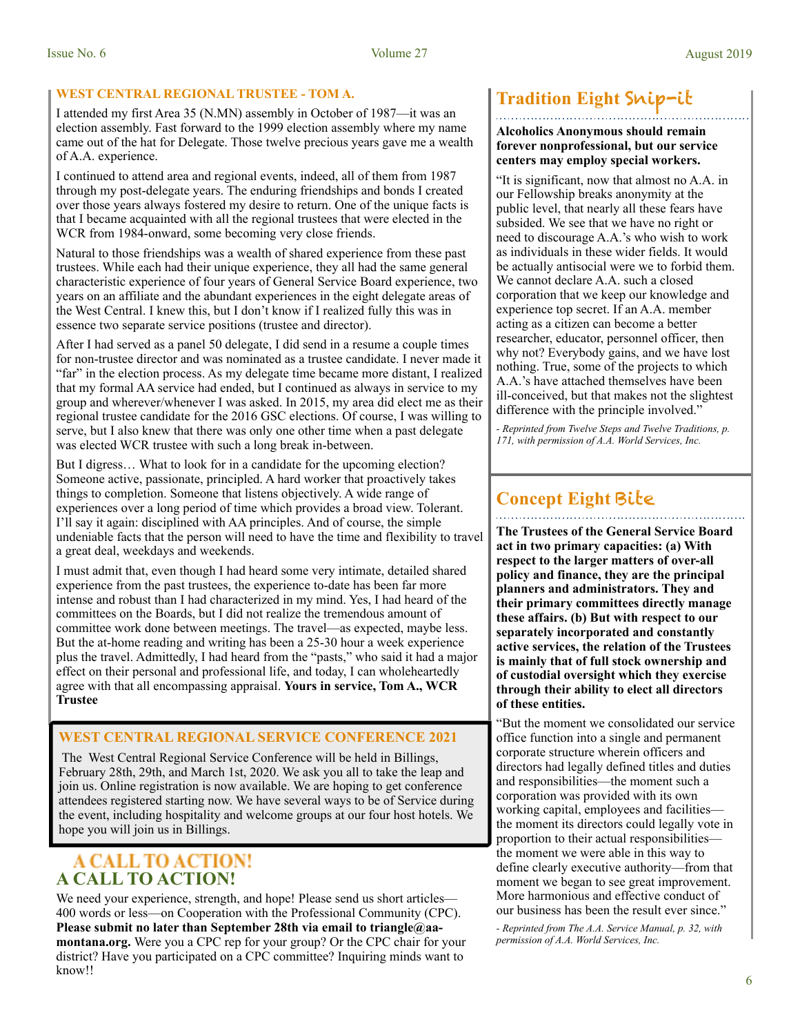## WEST CENTRAL REGIONAL TRUSTEE - TOM A.

I attended my first Area 35 (N.MN) assembly in October of 1987—it was an election assembly. Fast forward to the 1999 election assembly where my name came out of the hat for Delegate. Those twelve precious years gave me a wealth of A.A. experience.

I continued to attend area and regional events, indeed, all of them from 1987 through my post-delegate years. The enduring friendships and bonds I created over those years always fostered my desire to return. One of the unique facts is that I became acquainted with all the regional trustees that were elected in the WCR from 1984-onward, some becoming very close friends.

Natural to those friendships was a wealth of shared experience from these past trustees. While each had their unique experience, they all had the same general characteristic experience of four years of General Service Board experience, two years on an affiliate and the abundant experiences in the eight delegate areas of the West Central. I knew this, but I don't know if I realized fully this was in essence two separate service positions (trustee and director).

After I had served as a panel 50 delegate, I did send in a resume a couple times for non-trustee director and was nominated as a trustee candidate. I never made it "far" in the election process. As my delegate time became more distant, I realized that my formal AA service had ended, but I continued as always in service to my group and wherever/whenever I was asked. In 2015, my area did elect me as their regional trustee candidate for the 2016 GSC elections. Of course, I was willing to serve, but I also knew that there was only one other time when a past delegate was elected WCR trustee with such a long break in-between.

But I digress… What to look for in a candidate for the upcoming election? Someone active, passionate, principled. A hard worker that proactively takes things to completion. Someone that listens objectively. A wide range of experiences over a long period of time which provides a broad view. Tolerant. I'll say it again: disciplined with AA principles. And of course, the simple undeniable facts that the person will need to have the time and flexibility to travel a great deal, weekdays and weekends.

I must admit that, even though I had heard some very intimate, detailed shared experience from the past trustees, the experience to-date has been far more intense and robust than I had characterized in my mind. Yes, I had heard of the committees on the Boards, but I did not realize the tremendous amount of committee work done between meetings. The travel—as expected, maybe less. But the at-home reading and writing has been a 25-30 hour a week experience plus the travel. Admittedly, I had heard from the "pasts," who said it had a major effect on their personal and professional life, and today, I can wholeheartedly agree with that all encompassing appraisal. **Yours in service, Tom A., WCR Trustee**

## WEST CENTRAL REGIONAL SERVICE CONFERENCE 2021

The West Central Regional Service Conference will be held in Billings, February 28th, 29th, and March 1st, 2020. We ask you all to take the leap and join us. Online registration is now available. We are hoping to get conference attendees registered starting now. We have several ways to be of Service during the event, including hospitality and welcome groups at our four host hotels. We hope you will join us in Billings.

## A CALL TO ACTION!

We need your experience, strength, and hope! Please send us short articles—400 words or less—on Cooperation with the Professional Community (CPC). **Please submit no later than September 28th via email to triangle@aa-montana.org.** Were you a CPC rep for your group? Or the CPC chair for your district? Have you participated on a CPC committee? Inquiring minds want to know!!

## Tradition Eight Snip-it

**Alcoholics Anonymous should remain forever nonprofessional, but our service centers may employ special workers.**

"It is significant, now that almost no A.A. in our Fellowship breaks anonymity at the public level, that nearly all these fears have subsided. We see that we have no right or need to discourage A.A.'s who wish to work as individuals in these wider fields. It would be actually antisocial were we to forbid them. We cannot declare A.A. such a closed corporation that we keep our knowledge and experience top secret. If an A.A. member acting as a citizen can become a better researcher, educator, personnel officer, then why not? Everybody gains, and we have lost nothing. True, some of the projects to which A.A.'s have attached themselves have been ill-conceived, but that makes not the slightest difference with the principle involved."

*- Reprinted from Twelve Steps and Twelve Traditions, p. 171, with permission of A.A. World Services, Inc.*

## Concept Eight Bite

**The Trustees of the General Service Board act in two primary capacities: (a) With respect to the larger matters of over-all policy and finance, they are the principal planners and administrators. They and their primary committees directly manage these affairs. (b) But with respect to our separately incorporated and constantly active services, the relation of the Trustees is mainly that of full stock ownership and of custodial oversight which they exercise through their ability to elect all directors of these entities.**

"But the moment we consolidated our service office function into a single and permanent corporate structure wherein officers and directors had legally defined titles and duties and responsibilities—the moment such a corporation was provided with its own working capital, employees and facilities—the moment its directors could legally vote in proportion to their actual responsibilities—the moment we were able in this way to define clearly executive authority—from that moment we began to see great improvement. More harmonious and effective conduct of our business has been the result ever since."

*- Reprinted from The A.A. Service Manual, p. 32, with permission of A.A. World Services, Inc.*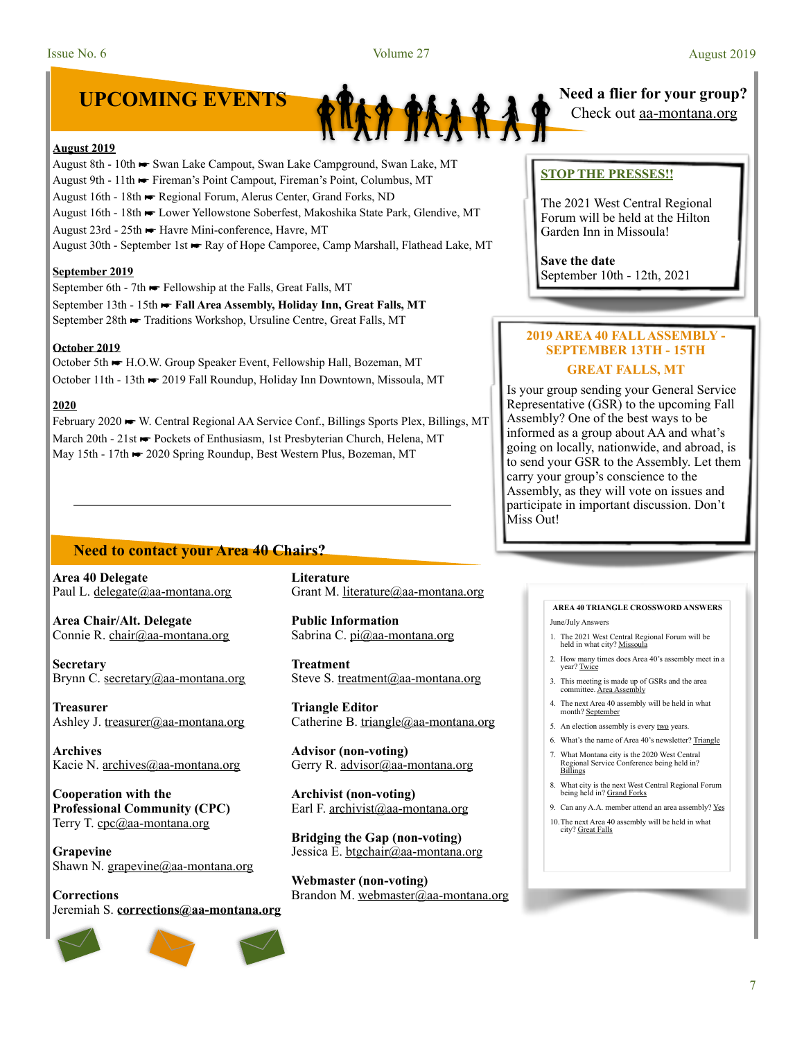## UPCOMING EVENTS

**Need a flier for your group?**
Check out aa-montana.org

**August 2019**

August 8th - 10th ☛ Swan Lake Campout, Swan Lake Campground, Swan Lake, MT
August 9th - 11th ☛ Fireman's Point Campout, Fireman's Point, Columbus, MT
August 16th - 18th ☛ Regional Forum, Alerus Center, Grand Forks, ND
August 16th - 18th ☛ Lower Yellowstone Soberfest, Makoshika State Park, Glendive, MT
August 23rd - 25th ☛ Havre Mini-conference, Havre, MT
August 30th - September 1st ☛ Ray of Hope Camporee, Camp Marshall, Flathead Lake, MT

**September 2019**

September 6th - 7th ☛ Fellowship at the Falls, Great Falls, MT
September 13th - 15th ☛ **Fall Area Assembly, Holiday Inn, Great Falls, MT**
September 28th ☛ Traditions Workshop, Ursuline Centre, Great Falls, MT

**October 2019**

October 5th ☛ H.O.W. Group Speaker Event, Fellowship Hall, Bozeman, MT
October 11th - 13th ☛ 2019 Fall Roundup, Holiday Inn Downtown, Missoula, MT

**2020**

February 2020 ☛ W. Central Regional AA Service Conf., Billings Sports Plex, Billings, MT
March 20th - 21st ☛ Pockets of Enthusiasm, 1st Presbyterian Church, Helena, MT
May 15th - 17th ☛ 2020 Spring Roundup, Best Western Plus, Bozeman, MT

### STOP THE PRESSES!!

The 2021 West Central Regional Forum will be held at the Hilton Garden Inn in Missoula!

**Save the date**
September 10th - 12th, 2021

### 2019 AREA 40 FALL ASSEMBLY - SEPTEMBER 13TH - 15TH

### GREAT FALLS, MT

Is your group sending your General Service Representative (GSR) to the upcoming Fall Assembly? One of the best ways to be informed as a group about AA and what's going on locally, nationwide, and abroad, is to send your GSR to the Assembly. Let them carry your group's conscience to the Assembly, as they will vote on issues and participate in important discussion. Don't Miss Out!

## Need to contact your Area 40 Chairs?

**Area 40 Delegate**
Paul L. delegate@aa-montana.org

**Area Chair/Alt. Delegate**
Connie R. chair@aa-montana.org

**Secretary**
Brynn C. secretary@aa-montana.org

**Treasurer**
Ashley J. treasurer@aa-montana.org

**Archives**
Kacie N. archives@aa-montana.org

**Cooperation with the Professional Community (CPC)**
Terry T. cpc@aa-montana.org

**Grapevine**
Shawn N. grapevine@aa-montana.org

**Corrections**
Jeremiah S. **corrections@aa-montana.org**

**Literature**
Grant M. literature@aa-montana.org

**Public Information**
Sabrina C. pi@aa-montana.org

**Treatment**
Steve S. treatment@aa-montana.org

**Triangle Editor**
Catherine B. triangle@aa-montana.org

**Advisor (non-voting)**
Gerry R. advisor@aa-montana.org

**Archivist (non-voting)**
Earl F. archivist@aa-montana.org

**Bridging the Gap (non-voting)**
Jessica E. btgchair@aa-montana.org

**Webmaster (non-voting)**
Brandon M. webmaster@aa-montana.org

### AREA 40 TRIANGLE CROSSWORD ANSWERS

June/July Answers

1. The 2021 West Central Regional Forum will be held in what city? Missoula
2. How many times does Area 40's assembly meet in a year? Twice
3. This meeting is made up of GSRs and the area committee. Area Assembly
4. The next Area 40 assembly will be held in what month? September
5. An election assembly is every two years.
6. What's the name of Area 40's newsletter? Triangle
7. What Montana city is the 2020 West Central Regional Service Conference being held in? Billings
8. What city is the next West Central Regional Forum being held in? Grand Forks
9. Can any A.A. member attend an area assembly? Yes
10. The next Area 40 assembly will be held in what city? Great Falls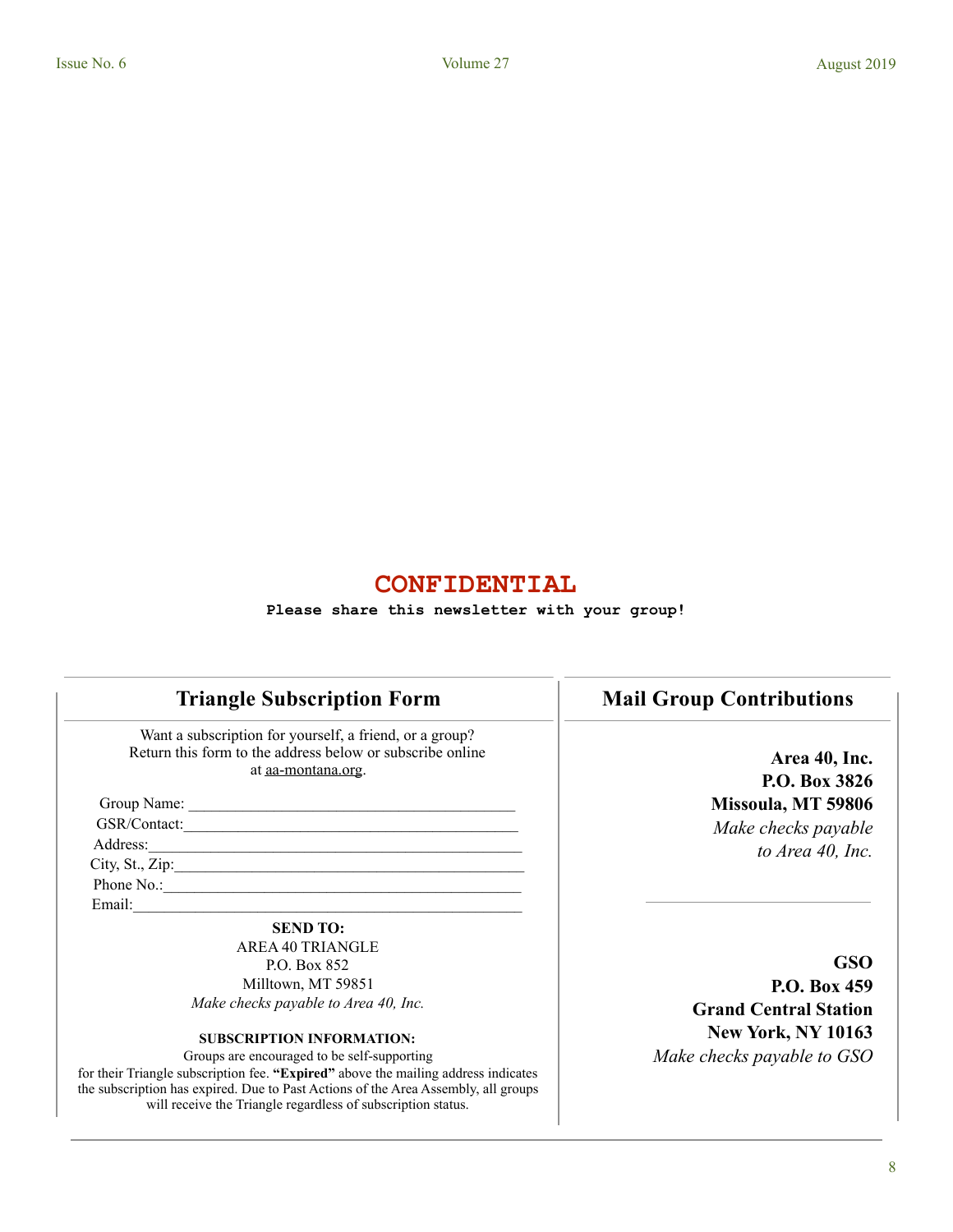# CONFIDENTIAL

**Please share this newsletter with your group!**

## Triangle Subscription Form

Want a subscription for yourself, a friend, or a group?
Return this form to the address below or subscribe online at aa-montana.org.

Group Name: ________________________________________

GSR/Contact:________________________________________

Address:____________________________________________

City, St., Zip:______________________________________

Phone No.:__________________________________________

Email:______________________________________________

**SEND TO:**

AREA 40 TRIANGLE
P.O. Box 852
Milltown, MT 59851
*Make checks payable to Area 40, Inc.*

**SUBSCRIPTION INFORMATION:**

Groups are encouraged to be self-supporting for their Triangle subscription fee. **"Expired"** above the mailing address indicates the subscription has expired. Due to Past Actions of the Area Assembly, all groups will receive the Triangle regardless of subscription status.

## Mail Group Contributions

**Area 40, Inc.**
**P.O. Box 3826**
**Missoula, MT 59806**
*Make checks payable to Area 40, Inc.*

**GSO**
**P.O. Box 459**
**Grand Central Station**
**New York, NY 10163**
*Make checks payable to GSO*